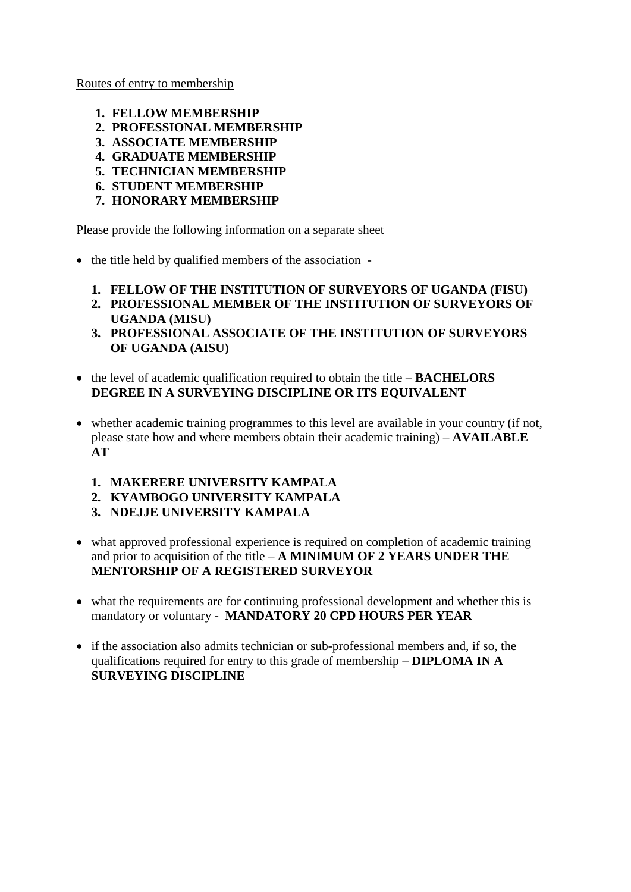<u>Routes of entry to membership</u>

1. **FELLOW MEMBERSHIP**
2. **PROFESSIONAL MEMBERSHIP**
3. **ASSOCIATE MEMBERSHIP**
4. **GRADUATE MEMBERSHIP**
5. **TECHNICIAN MEMBERSHIP**
6. **STUDENT MEMBERSHIP**
7. **HONORARY MEMBERSHIP**

Please provide the following information on a separate sheet

- the title held by qualified members of the association -

    1. **FELLOW OF THE INSTITUTION OF SURVEYORS OF UGANDA (FISU)**
    2. **PROFESSIONAL MEMBER OF THE INSTITUTION OF SURVEYORS OF UGANDA (MISU)**
    3. **PROFESSIONAL ASSOCIATE OF THE INSTITUTION OF SURVEYORS OF UGANDA (AISU)**

- the level of academic qualification required to obtain the title – **BACHELORS DEGREE IN A SURVEYING DISCIPLINE OR ITS EQUIVALENT**

- whether academic training programmes to this level are available in your country (if not, please state how and where members obtain their academic training) – **AVAILABLE AT**

    1. **MAKERERE UNIVERSITY KAMPALA**
    2. **KYAMBOGO UNIVERSITY KAMPALA**
    3. **NDEJJE UNIVERSITY KAMPALA**

- what approved professional experience is required on completion of academic training and prior to acquisition of the title – **A MINIMUM OF 2 YEARS UNDER THE MENTORSHIP OF A REGISTERED SURVEYOR**

- what the requirements are for continuing professional development and whether this is mandatory or voluntary - **MANDATORY 20 CPD HOURS PER YEAR**

- if the association also admits technician or sub-professional members and, if so, the qualifications required for entry to this grade of membership – **DIPLOMA IN A SURVEYING DISCIPLINE**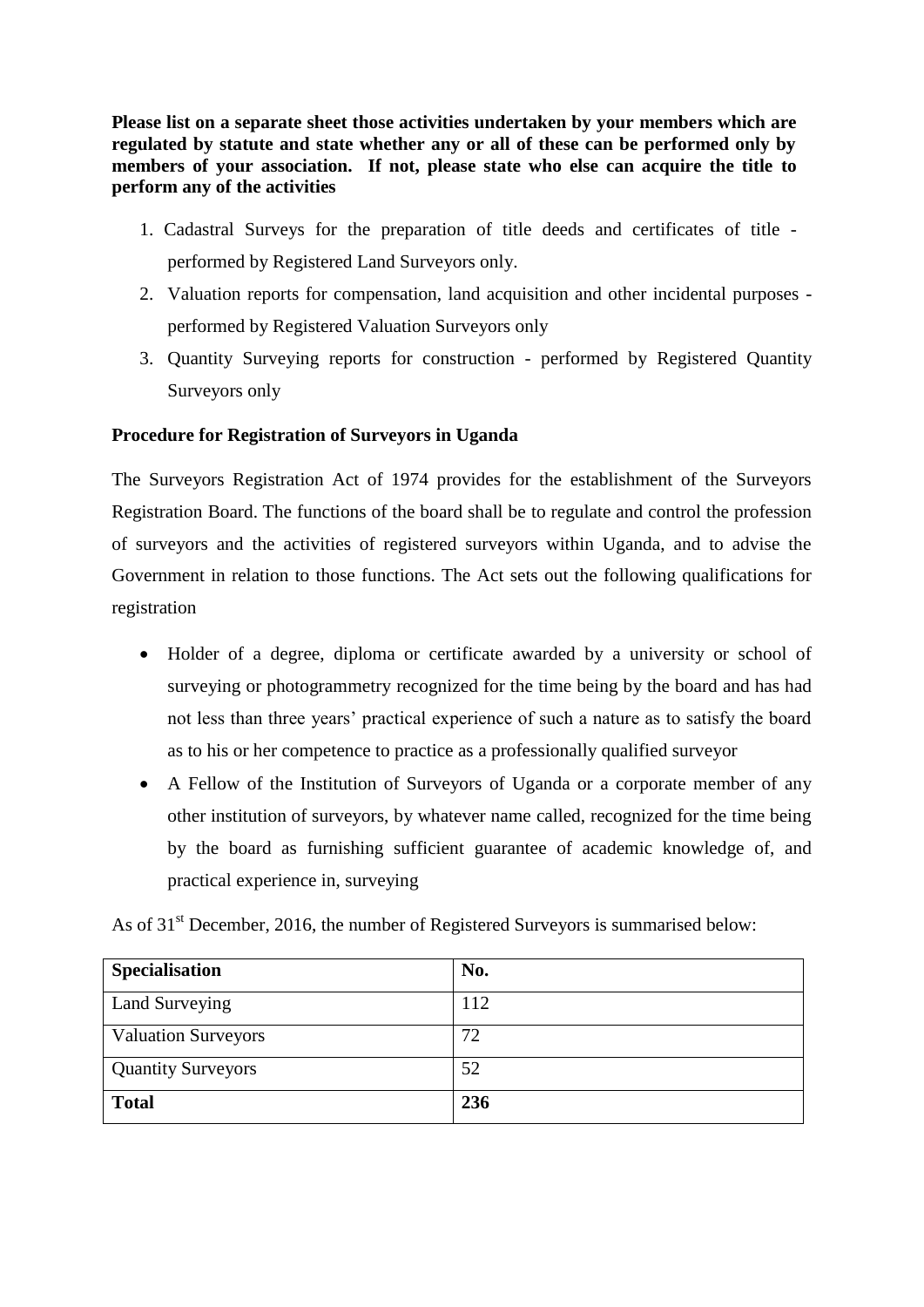**Please list on a separate sheet those activities undertaken by your members which are regulated by statute and state whether any or all of these can be performed only by members of your association. If not, please state who else can acquire the title to perform any of the activities**

1. Cadastral Surveys for the preparation of title deeds and certificates of title - performed by Registered Land Surveyors only.
2. Valuation reports for compensation, land acquisition and other incidental purposes - performed by Registered Valuation Surveyors only
3. Quantity Surveying reports for construction - performed by Registered Quantity Surveyors only

**Procedure for Registration of Surveyors in Uganda**

The Surveyors Registration Act of 1974 provides for the establishment of the Surveyors Registration Board. The functions of the board shall be to regulate and control the profession of surveyors and the activities of registered surveyors within Uganda, and to advise the Government in relation to those functions. The Act sets out the following qualifications for registration

- Holder of a degree, diploma or certificate awarded by a university or school of surveying or photogrammetry recognized for the time being by the board and has had not less than three years' practical experience of such a nature as to satisfy the board as to his or her competence to practice as a professionally qualified surveyor
- A Fellow of the Institution of Surveyors of Uganda or a corporate member of any other institution of surveyors, by whatever name called, recognized for the time being by the board as furnishing sufficient guarantee of academic knowledge of, and practical experience in, surveying

As of 31st December, 2016, the number of Registered Surveyors is summarised below:

| **Specialisation** | **No.** |
| --- | --- |
| Land Surveying | 112 |
| Valuation Surveyors | 72 |
| Quantity Surveyors | 52 |
| **Total** | **236** |